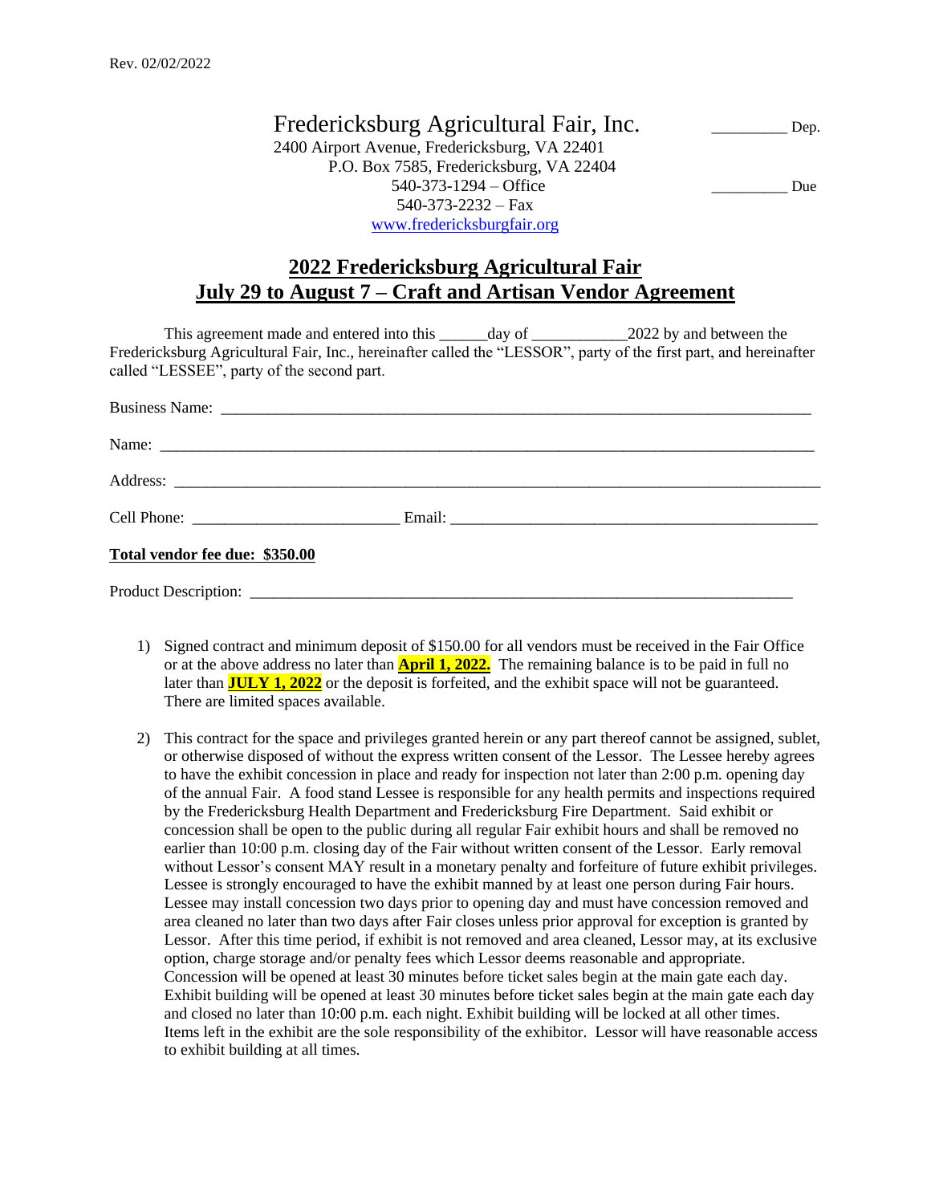Rev. 02/02/2022

Fredericksburg Agricultural Fair, Inc. __________ Dep.
2400 Airport Avenue, Fredericksburg, VA 22401
P.O. Box 7585, Fredericksburg, VA 22404
540-373-1294 – Office __________ Due
540-373-2232 – Fax
www.fredericksburgfair.org

# 2022 Fredericksburg Agricultural Fair
# July 29 to August 7 – Craft and Artisan Vendor Agreement

This agreement made and entered into this ______day of ____________2022 by and between the Fredericksburg Agricultural Fair, Inc., hereinafter called the "LESSOR", party of the first part, and hereinafter called "LESSEE", party of the second part.

Business Name: ___________________________________________________________________________

Name: ________________________________________________________________________________

Address: _______________________________________________________________________________

Cell Phone: _________________________ Email: ______________________________________________

**Total vendor fee due: $350.00**

Product Description: ______________________________________________________________________

1) Signed contract and minimum deposit of $150.00 for all vendors must be received in the Fair Office or at the above address no later than **April 1, 2022.** The remaining balance is to be paid in full no later than **JULY 1, 2022** or the deposit is forfeited, and the exhibit space will not be guaranteed. There are limited spaces available.

2) This contract for the space and privileges granted herein or any part thereof cannot be assigned, sublet, or otherwise disposed of without the express written consent of the Lessor. The Lessee hereby agrees to have the exhibit concession in place and ready for inspection not later than 2:00 p.m. opening day of the annual Fair. A food stand Lessee is responsible for any health permits and inspections required by the Fredericksburg Health Department and Fredericksburg Fire Department. Said exhibit or concession shall be open to the public during all regular Fair exhibit hours and shall be removed no earlier than 10:00 p.m. closing day of the Fair without written consent of the Lessor. Early removal without Lessor's consent MAY result in a monetary penalty and forfeiture of future exhibit privileges. Lessee is strongly encouraged to have the exhibit manned by at least one person during Fair hours. Lessee may install concession two days prior to opening day and must have concession removed and area cleaned no later than two days after Fair closes unless prior approval for exception is granted by Lessor. After this time period, if exhibit is not removed and area cleaned, Lessor may, at its exclusive option, charge storage and/or penalty fees which Lessor deems reasonable and appropriate. Concession will be opened at least 30 minutes before ticket sales begin at the main gate each day. Exhibit building will be opened at least 30 minutes before ticket sales begin at the main gate each day and closed no later than 10:00 p.m. each night. Exhibit building will be locked at all other times. Items left in the exhibit are the sole responsibility of the exhibitor. Lessor will have reasonable access to exhibit building at all times.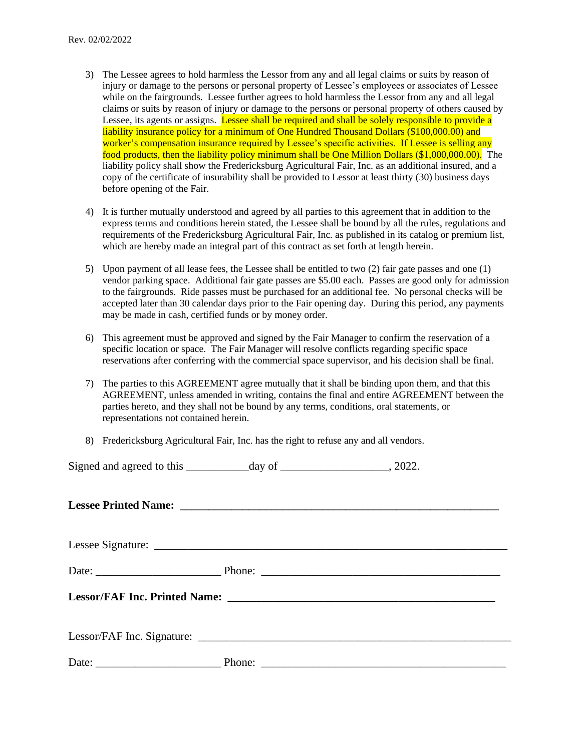3) The Lessee agrees to hold harmless the Lessor from any and all legal claims or suits by reason of injury or damage to the persons or personal property of Lessee's employees or associates of Lessee while on the fairgrounds. Lessee further agrees to hold harmless the Lessor from any and all legal claims or suits by reason of injury or damage to the persons or personal property of others caused by Lessee, its agents or assigns. Lessee shall be required and shall be solely responsible to provide a liability insurance policy for a minimum of One Hundred Thousand Dollars ($100,000.00) and worker's compensation insurance required by Lessee's specific activities. If Lessee is selling any food products, then the liability policy minimum shall be One Million Dollars ($1,000,000.00). The liability policy shall show the Fredericksburg Agricultural Fair, Inc. as an additional insured, and a copy of the certificate of insurability shall be provided to Lessor at least thirty (30) business days before opening of the Fair.

4) It is further mutually understood and agreed by all parties to this agreement that in addition to the express terms and conditions herein stated, the Lessee shall be bound by all the rules, regulations and requirements of the Fredericksburg Agricultural Fair, Inc. as published in its catalog or premium list, which are hereby made an integral part of this contract as set forth at length herein.

5) Upon payment of all lease fees, the Lessee shall be entitled to two (2) fair gate passes and one (1) vendor parking space. Additional fair gate passes are $5.00 each. Passes are good only for admission to the fairgrounds. Ride passes must be purchased for an additional fee. No personal checks will be accepted later than 30 calendar days prior to the Fair opening day. During this period, any payments may be made in cash, certified funds or by money order.

6) This agreement must be approved and signed by the Fair Manager to confirm the reservation of a specific location or space. The Fair Manager will resolve conflicts regarding specific space reservations after conferring with the commercial space supervisor, and his decision shall be final.

7) The parties to this AGREEMENT agree mutually that it shall be binding upon them, and that this AGREEMENT, unless amended in writing, contains the final and entire AGREEMENT between the parties hereto, and they shall not be bound by any terms, conditions, oral statements, or representations not contained herein.

8) Fredericksburg Agricultural Fair, Inc. has the right to refuse any and all vendors.

Signed and agreed to this ___________day of __________________, 2022.

**Lessee Printed Name: _______________________________________________________**

Lessee Signature: ______________________________________________________________

Date: ______________________ Phone: __________________________________________

**Lessor/FAF Inc. Printed Name: ______________________________________________**

Lessor/FAF Inc. Signature: ________________________________________________________

Date: ______________________ Phone: ____________________________________________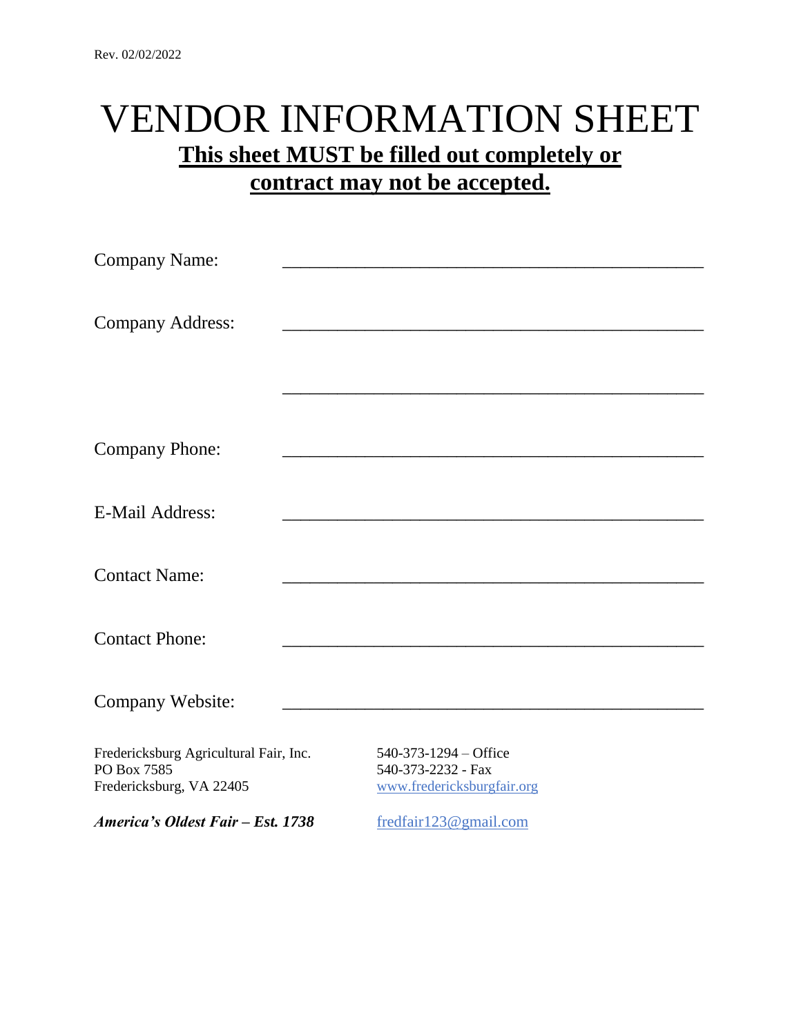Rev. 02/02/2022

# VENDOR INFORMATION SHEET

## **This sheet MUST be filled out completely or contract may not be accepted.**

Company Name: _______________________________________________

Company Address: _______________________________________________

_______________________________________________

Company Phone: _______________________________________________

E-Mail Address: _______________________________________________

Contact Name: _______________________________________________

Contact Phone: _______________________________________________

Company Website: _______________________________________________

Fredericksburg Agricultural Fair, Inc.
PO Box 7585
Fredericksburg, VA 22405

540-373-1294 – Office
540-373-2232 - Fax
www.fredericksburgfair.org

***America's Oldest Fair – Est. 1738***

fredfair123@gmail.com